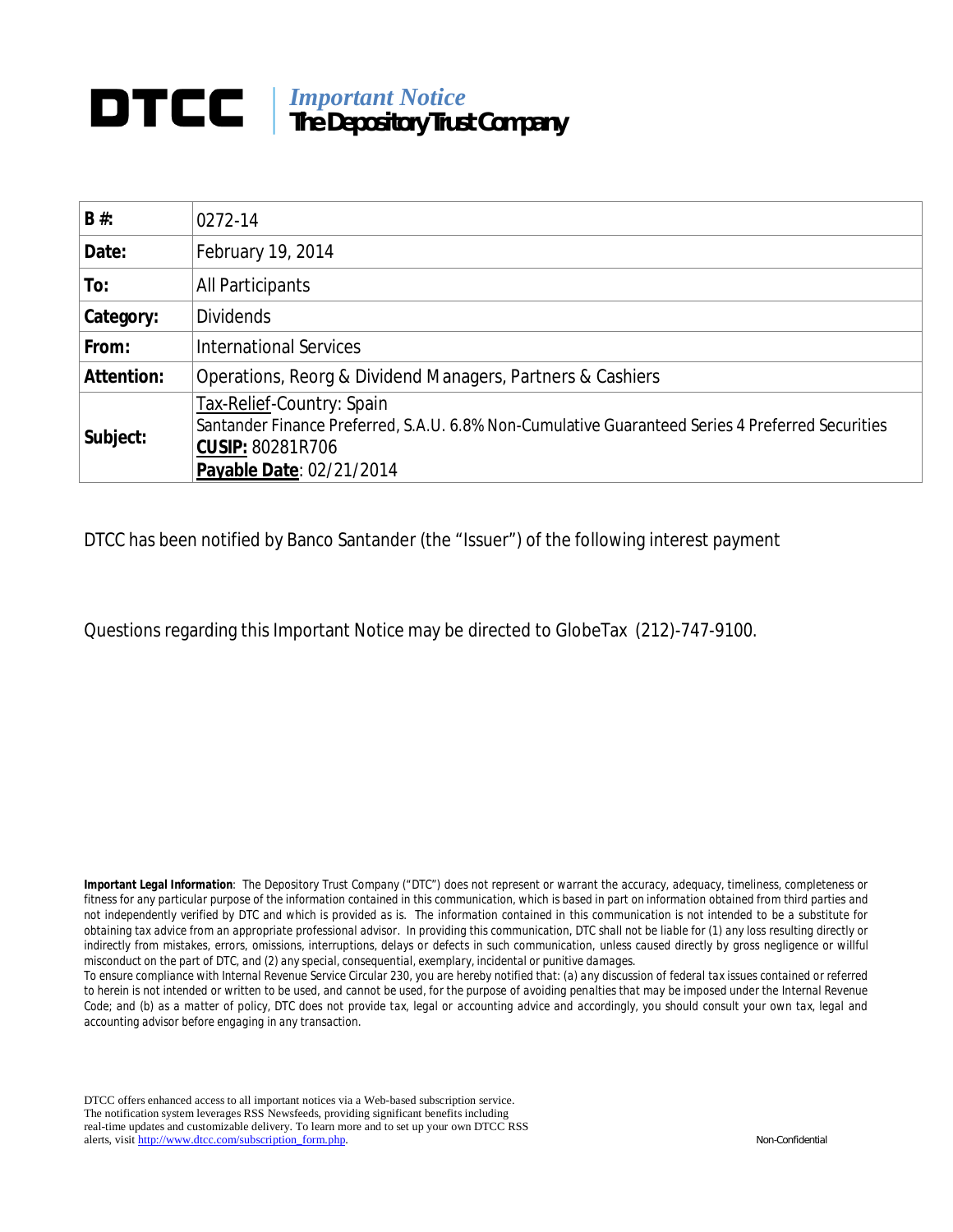# DTCC | *Important Notice* **The Depository Trust Company**

| | |
|---|---|
| **B #:** | 0272-14 |
| **Date:** | February 19, 2014 |
| **To:** | All Participants |
| **Category:** | Dividends |
| **From:** | International Services |
| **Attention:** | Operations, Reorg & Dividend Managers, Partners & Cashiers |
| **Subject:** | Tax-Relief-Country: Spain<br>Santander Finance Preferred, S.A.U. 6.8% Non-Cumulative Guaranteed Series 4 Preferred Securities<br>**CUSIP:** 80281R706<br>**Payable Date**: 02/21/2014 |

DTCC has been notified by Banco Santander (the "Issuer") of the following interest payment

Questions regarding this Important Notice may be directed to GlobeTax (212)-747-9100.

***Important Legal Information**: The Depository Trust Company ("DTC") does not represent or warrant the accuracy, adequacy, timeliness, completeness or fitness for any particular purpose of the information contained in this communication, which is based in part on information obtained from third parties and not independently verified by DTC and which is provided as is. The information contained in this communication is not intended to be a substitute for obtaining tax advice from an appropriate professional advisor. In providing this communication, DTC shall not be liable for (1) any loss resulting directly or indirectly from mistakes, errors, omissions, interruptions, delays or defects in such communication, unless caused directly by gross negligence or willful misconduct on the part of DTC, and (2) any special, consequential, exemplary, incidental or punitive damages.*

*To ensure compliance with Internal Revenue Service Circular 230, you are hereby notified that: (a) any discussion of federal tax issues contained or referred to herein is not intended or written to be used, and cannot be used, for the purpose of avoiding penalties that may be imposed under the Internal Revenue Code; and (b) as a matter of policy, DTC does not provide tax, legal or accounting advice and accordingly, you should consult your own tax, legal and accounting advisor before engaging in any transaction.*

DTCC offers enhanced access to all important notices via a Web-based subscription service. The notification system leverages RSS Newsfeeds, providing significant benefits including real-time updates and customizable delivery. To learn more and to set up your own DTCC RSS alerts, visit http://www.dtcc.com/subscription_form.php.

Non-Confidential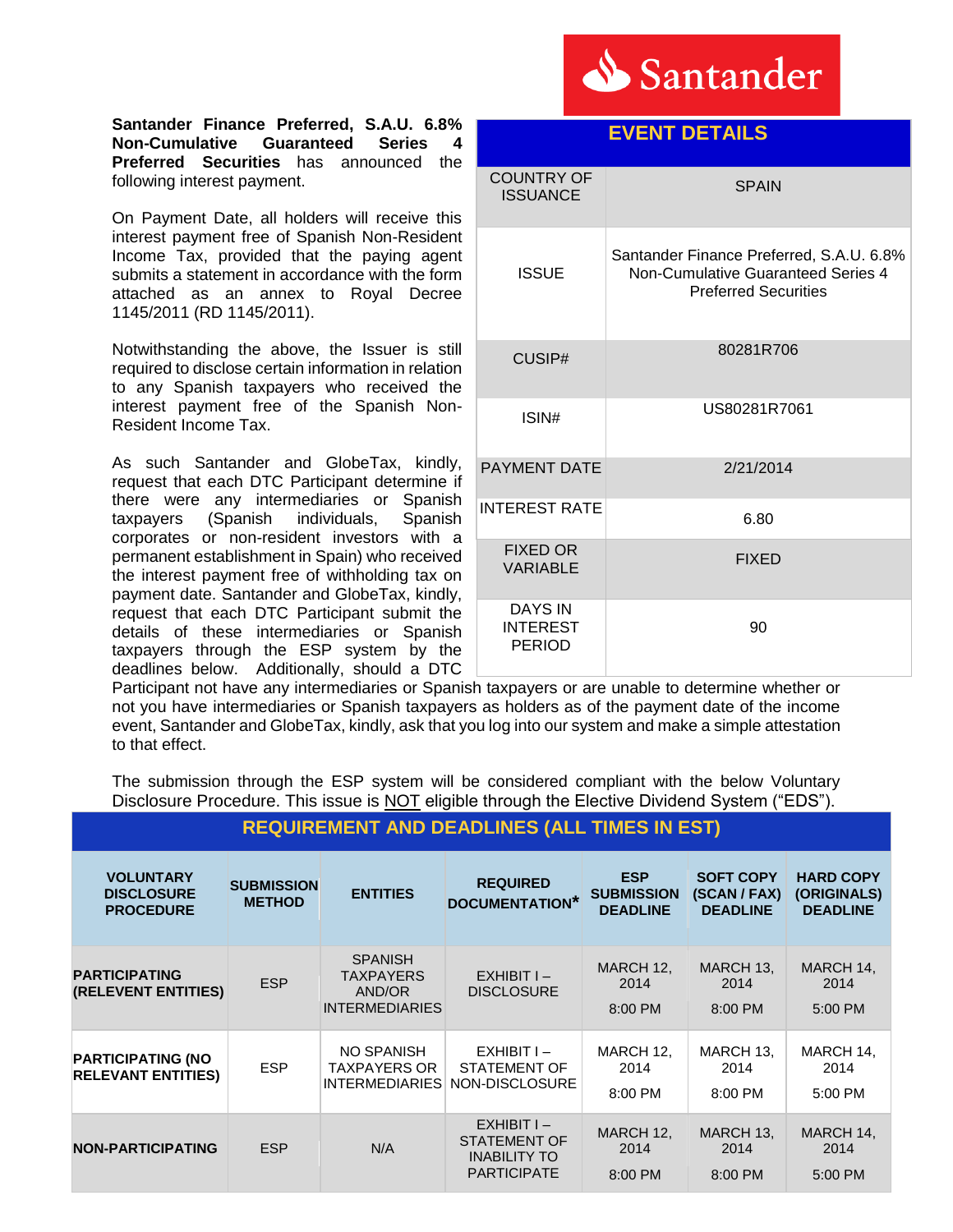**Santander Finance Preferred, S.A.U. 6.8% Non-Cumulative Guaranteed Series 4 Preferred Securities** has announced the following interest payment.

On Payment Date, all holders will receive this interest payment free of Spanish Non-Resident Income Tax, provided that the paying agent submits a statement in accordance with the form attached as an annex to Royal Decree 1145/2011 (RD 1145/2011).

Notwithstanding the above, the Issuer is still required to disclose certain information in relation to any Spanish taxpayers who received the interest payment free of the Spanish Non-Resident Income Tax.

As such Santander and GlobeTax, kindly, request that each DTC Participant determine if there were any intermediaries or Spanish taxpayers (Spanish individuals, Spanish corporates or non-resident investors with a permanent establishment in Spain) who received the interest payment free of withholding tax on payment date. Santander and GlobeTax, kindly, request that each DTC Participant submit the details of these intermediaries or Spanish taxpayers through the ESP system by the deadlines below. Additionally, should a DTC Participant not have any intermediaries or Spanish taxpayers or are unable to determine whether or not you have intermediaries or Spanish taxpayers as holders as of the payment date of the income event, Santander and GlobeTax, kindly, ask that you log into our system and make a simple attestation to that effect.

| EVENT DETAILS | |
|---|---|
| COUNTRY OF ISSUANCE | SPAIN |
| ISSUE | Santander Finance Preferred, S.A.U. 6.8% Non-Cumulative Guaranteed Series 4 Preferred Securities |
| CUSIP# | 80281R706 |
| ISIN# | US80281R7061 |
| PAYMENT DATE | 2/21/2014 |
| INTEREST RATE | 6.80 |
| FIXED OR VARIABLE | FIXED |
| DAYS IN INTEREST PERIOD | 90 |

The submission through the ESP system will be considered compliant with the below Voluntary Disclosure Procedure. This issue is NOT eligible through the Elective Dividend System ("EDS").

## REQUIREMENT AND DEADLINES (ALL TIMES IN EST)

| VOLUNTARY DISCLOSURE PROCEDURE | SUBMISSION METHOD | ENTITIES | REQUIRED DOCUMENTATION* | ESP SUBMISSION DEADLINE | SOFT COPY (SCAN / FAX) DEADLINE | HARD COPY (ORIGINALS) DEADLINE |
|---|---|---|---|---|---|---|
| **PARTICIPATING (RELEVENT ENTITIES)** | ESP | SPANISH TAXPAYERS AND/OR INTERMEDIARIES | EXHIBIT I – DISCLOSURE | MARCH 12, 2014 8:00 PM | MARCH 13, 2014 8:00 PM | MARCH 14, 2014 5:00 PM |
| **PARTICIPATING (NO RELEVANT ENTITIES)** | ESP | NO SPANISH TAXPAYERS OR INTERMEDIARIES | EXHIBIT I – STATEMENT OF NON-DISCLOSURE | MARCH 12, 2014 8:00 PM | MARCH 13, 2014 8:00 PM | MARCH 14, 2014 5:00 PM |
| **NON-PARTICIPATING** | ESP | N/A | EXHIBIT I – STATEMENT OF INABILITY TO PARTICIPATE | MARCH 12, 2014 8:00 PM | MARCH 13, 2014 8:00 PM | MARCH 14, 2014 5:00 PM |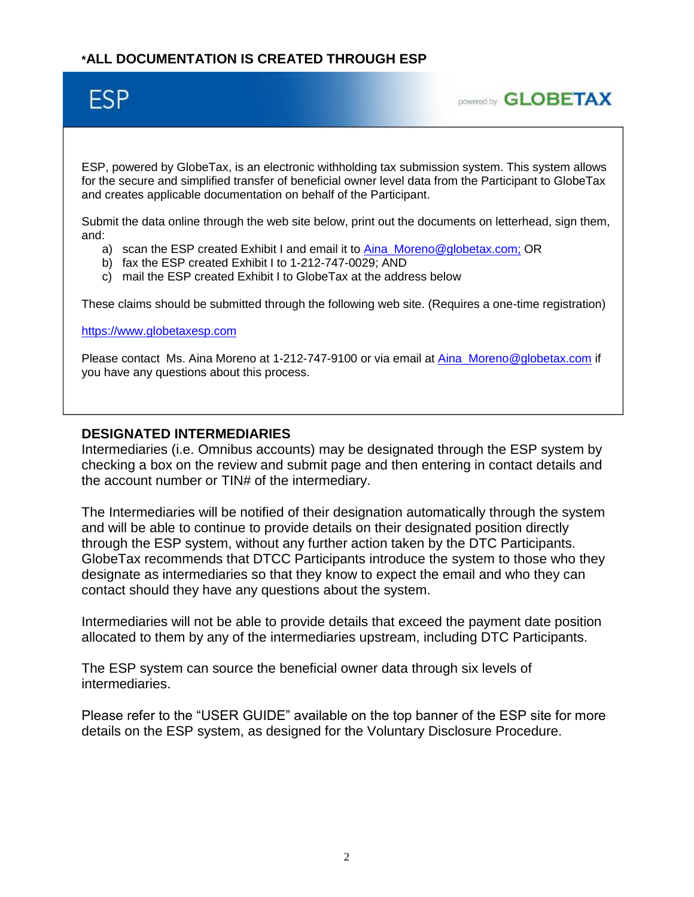**\*ALL DOCUMENTATION IS CREATED THROUGH ESP**

ESP — powered by GLOBETAX

ESP, powered by GlobeTax, is an electronic withholding tax submission system. This system allows for the secure and simplified transfer of beneficial owner level data from the Participant to GlobeTax and creates applicable documentation on behalf of the Participant.

Submit the data online through the web site below, print out the documents on letterhead, sign them, and:

a) scan the ESP created Exhibit I and email it to [Aina_Moreno@globetax.com;](mailto:Aina_Moreno@globetax.com) OR
b) fax the ESP created Exhibit I to 1-212-747-0029; AND
c) mail the ESP created Exhibit I to GlobeTax at the address below

These claims should be submitted through the following web site. (Requires a one-time registration)

[https://www.globetaxesp.com](https://www.globetaxesp.com)

Please contact Ms. Aina Moreno at 1-212-747-9100 or via email at [Aina_Moreno@globetax.com](mailto:Aina_Moreno@globetax.com) if you have any questions about this process.

**DESIGNATED INTERMEDIARIES**

Intermediaries (i.e. Omnibus accounts) may be designated through the ESP system by checking a box on the review and submit page and then entering in contact details and the account number or TIN# of the intermediary.

The Intermediaries will be notified of their designation automatically through the system and will be able to continue to provide details on their designated position directly through the ESP system, without any further action taken by the DTC Participants. GlobeTax recommends that DTCC Participants introduce the system to those who they designate as intermediaries so that they know to expect the email and who they can contact should they have any questions about the system.

Intermediaries will not be able to provide details that exceed the payment date position allocated to them by any of the intermediaries upstream, including DTC Participants.

The ESP system can source the beneficial owner data through six levels of intermediaries.

Please refer to the "USER GUIDE" available on the top banner of the ESP site for more details on the ESP system, as designed for the Voluntary Disclosure Procedure.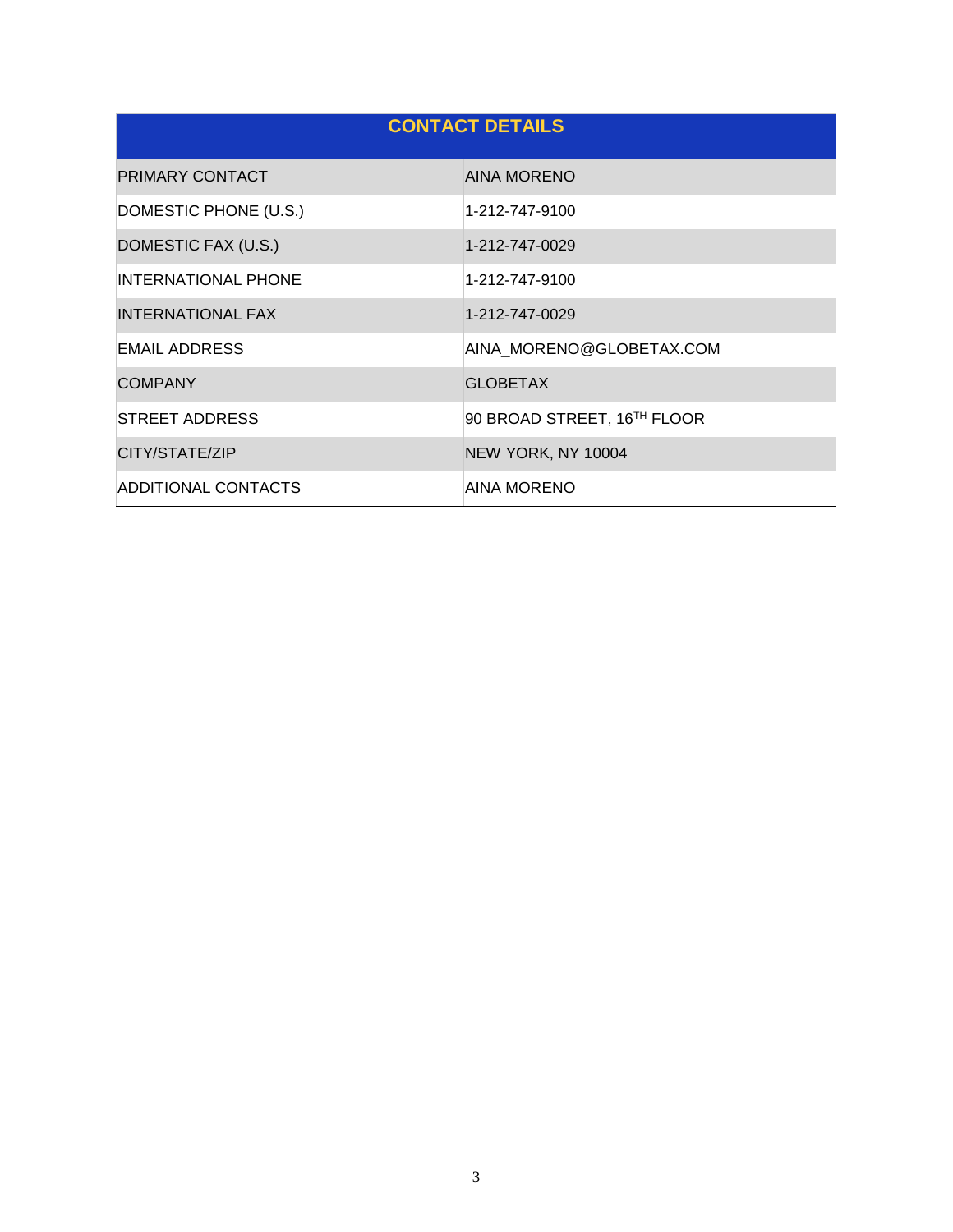| CONTACT DETAILS | |
| --- | --- |
| PRIMARY CONTACT | AINA MORENO |
| DOMESTIC PHONE (U.S.) | 1-212-747-9100 |
| DOMESTIC FAX (U.S.) | 1-212-747-0029 |
| INTERNATIONAL PHONE | 1-212-747-9100 |
| INTERNATIONAL FAX | 1-212-747-0029 |
| EMAIL ADDRESS | AINA_MORENO@GLOBETAX.COM |
| COMPANY | GLOBETAX |
| STREET ADDRESS | 90 BROAD STREET, 16TH FLOOR |
| CITY/STATE/ZIP | NEW YORK, NY 10004 |
| ADDITIONAL CONTACTS | AINA MORENO |